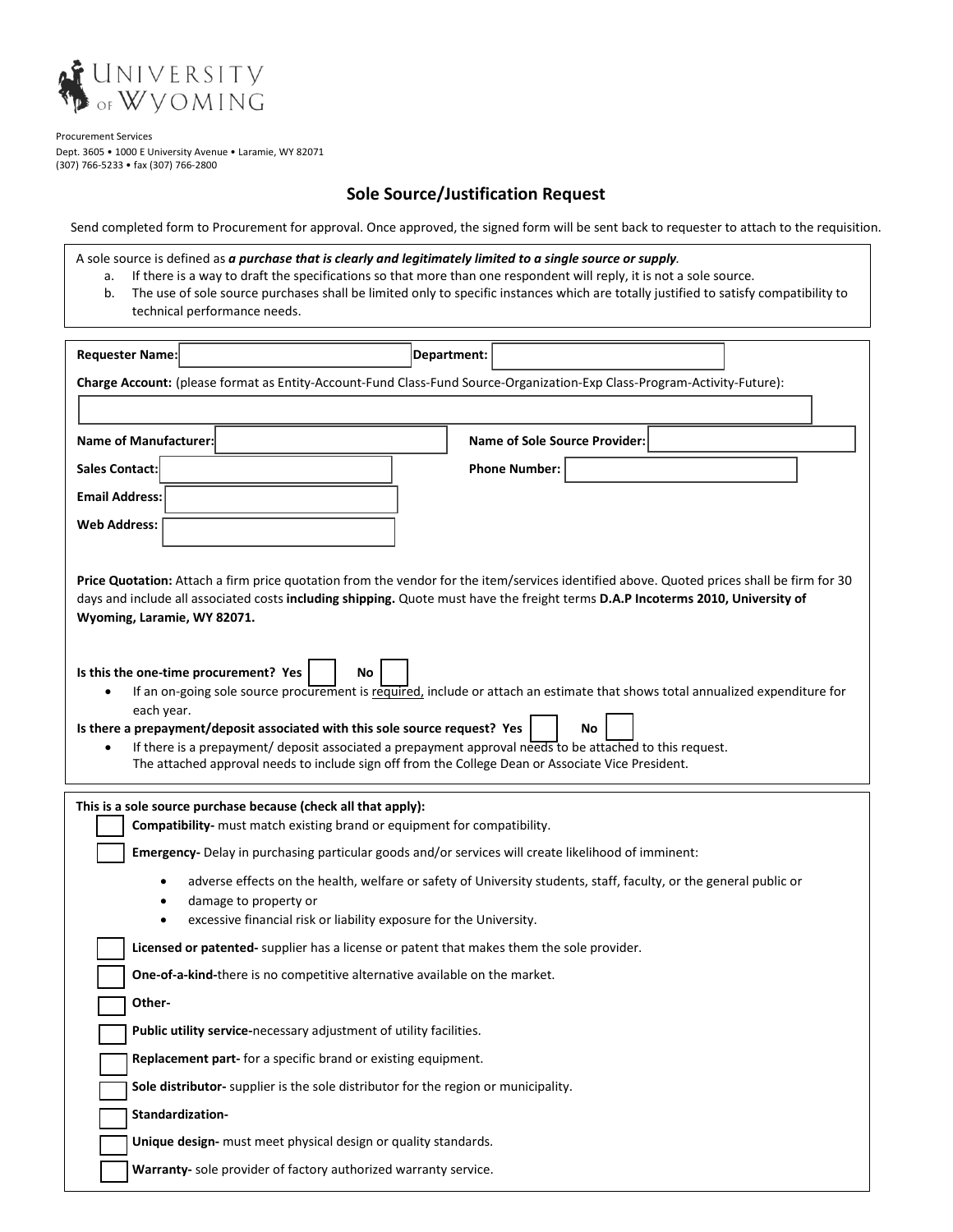UNIVERSITY OF WYOMING

Procurement Services
Dept. 3605 • 1000 E University Avenue • Laramie, WY 82071
(307) 766-5233 • fax (307) 766-2800

# Sole Source/Justification Request

Send completed form to Procurement for approval. Once approved, the signed form will be sent back to requester to attach to the requisition.

A sole source is defined as ***a purchase that is clearly and legitimately limited to a single source or supply***.

a. If there is a way to draft the specifications so that more than one respondent will reply, it is not a sole source.
b. The use of sole source purchases shall be limited only to specific instances which are totally justified to satisfy compatibility to technical performance needs.

**Requester Name:** ____________________ **Department:** ____________________

**Charge Account:** (please format as Entity-Account-Fund Class-Fund Source-Organization-Exp Class-Program-Activity-Future):

____________________

**Name of Manufacturer:** ____________________ **Name of Sole Source Provider:** ____________________

**Sales Contact:** ____________________ **Phone Number:** ____________________

**Email Address:** ____________________

**Web Address:** ____________________

**Price Quotation:** Attach a firm price quotation from the vendor for the item/services identified above. Quoted prices shall be firm for 30 days and include all associated costs **including shipping.** Quote must have the freight terms **D.A.P Incoterms 2010, University of Wyoming, Laramie, WY 82071.**

**Is this the one-time procurement? Yes** ☐ **No** ☐

- If an on-going sole source procurement is required, include or attach an estimate that shows total annualized expenditure for each year.

**Is there a prepayment/deposit associated with this sole source request? Yes** ☐ **No** ☐

- If there is a prepayment/ deposit associated a prepayment approval needs to be attached to this request. The attached approval needs to include sign off from the College Dean or Associate Vice President.

**This is a sole source purchase because (check all that apply):**

☐ **Compatibility-** must match existing brand or equipment for compatibility.

☐ **Emergency-** Delay in purchasing particular goods and/or services will create likelihood of imminent:

- adverse effects on the health, welfare or safety of University students, staff, faculty, or the general public or
- damage to property or
- excessive financial risk or liability exposure for the University.

☐ **Licensed or patented-** supplier has a license or patent that makes them the sole provider.

☐ **One-of-a-kind-**there is no competitive alternative available on the market.

☐ **Other-**

☐ **Public utility service-**necessary adjustment of utility facilities.

☐ **Replacement part-** for a specific brand or existing equipment.

☐ **Sole distributor-** supplier is the sole distributor for the region or municipality.

☐ **Standardization-**

☐ **Unique design-** must meet physical design or quality standards.

☐ **Warranty-** sole provider of factory authorized warranty service.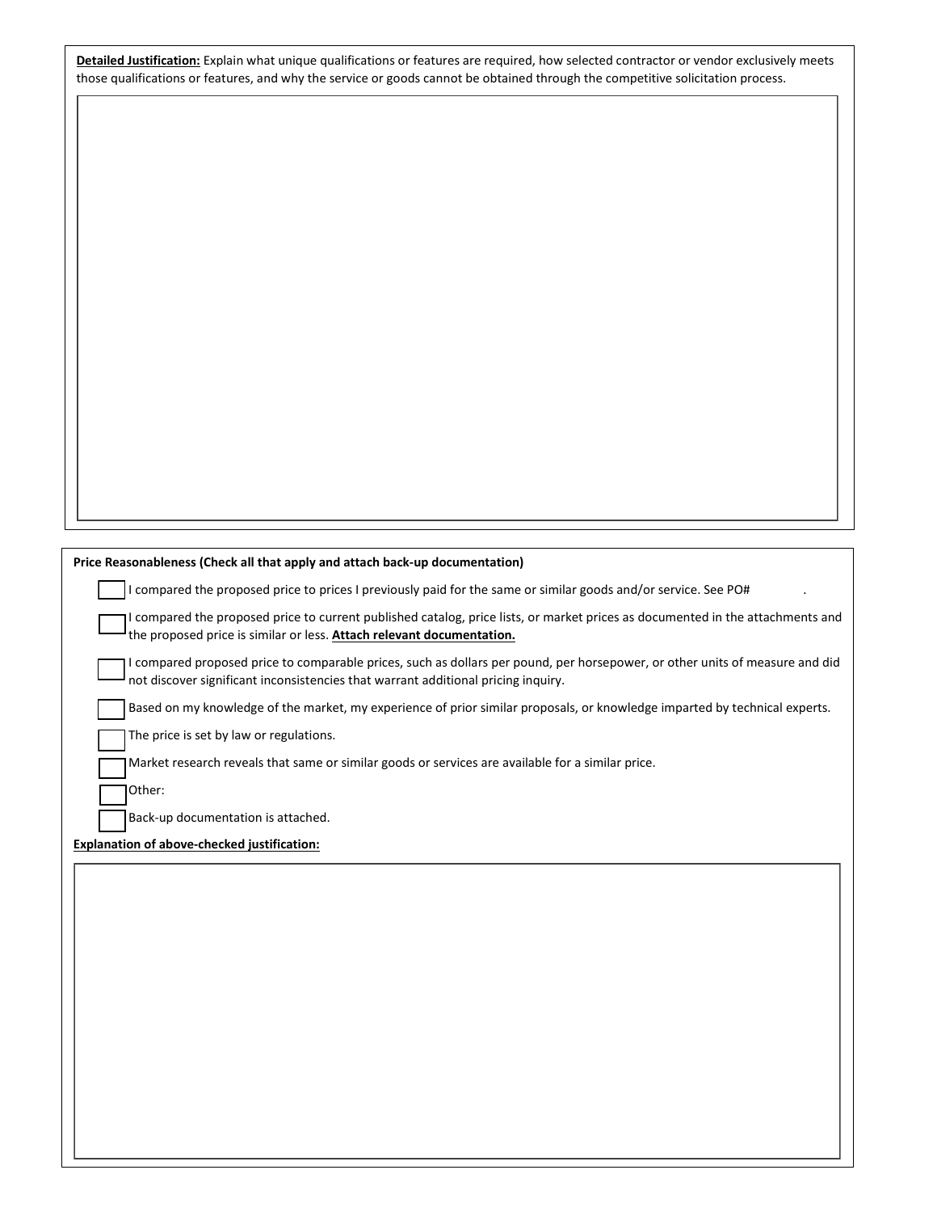**Detailed Justification:** Explain what unique qualifications or features are required, how selected contractor or vendor exclusively meets those qualifications or features, and why the service or goods cannot be obtained through the competitive solicitation process.

**Price Reasonableness (Check all that apply and attach back-up documentation)**

- ☐ I compared the proposed price to prices I previously paid for the same or similar goods and/or service. See PO# .
- ☐ I compared the proposed price to current published catalog, price lists, or market prices as documented in the attachments and the proposed price is similar or less. **Attach relevant documentation.**
- ☐ I compared proposed price to comparable prices, such as dollars per pound, per horsepower, or other units of measure and did not discover significant inconsistencies that warrant additional pricing inquiry.
- ☐ Based on my knowledge of the market, my experience of prior similar proposals, or knowledge imparted by technical experts.
- ☐ The price is set by law or regulations.
- ☐ Market research reveals that same or similar goods or services are available for a similar price.
- ☐ Other:
- ☐ Back-up documentation is attached.

**Explanation of above-checked justification:**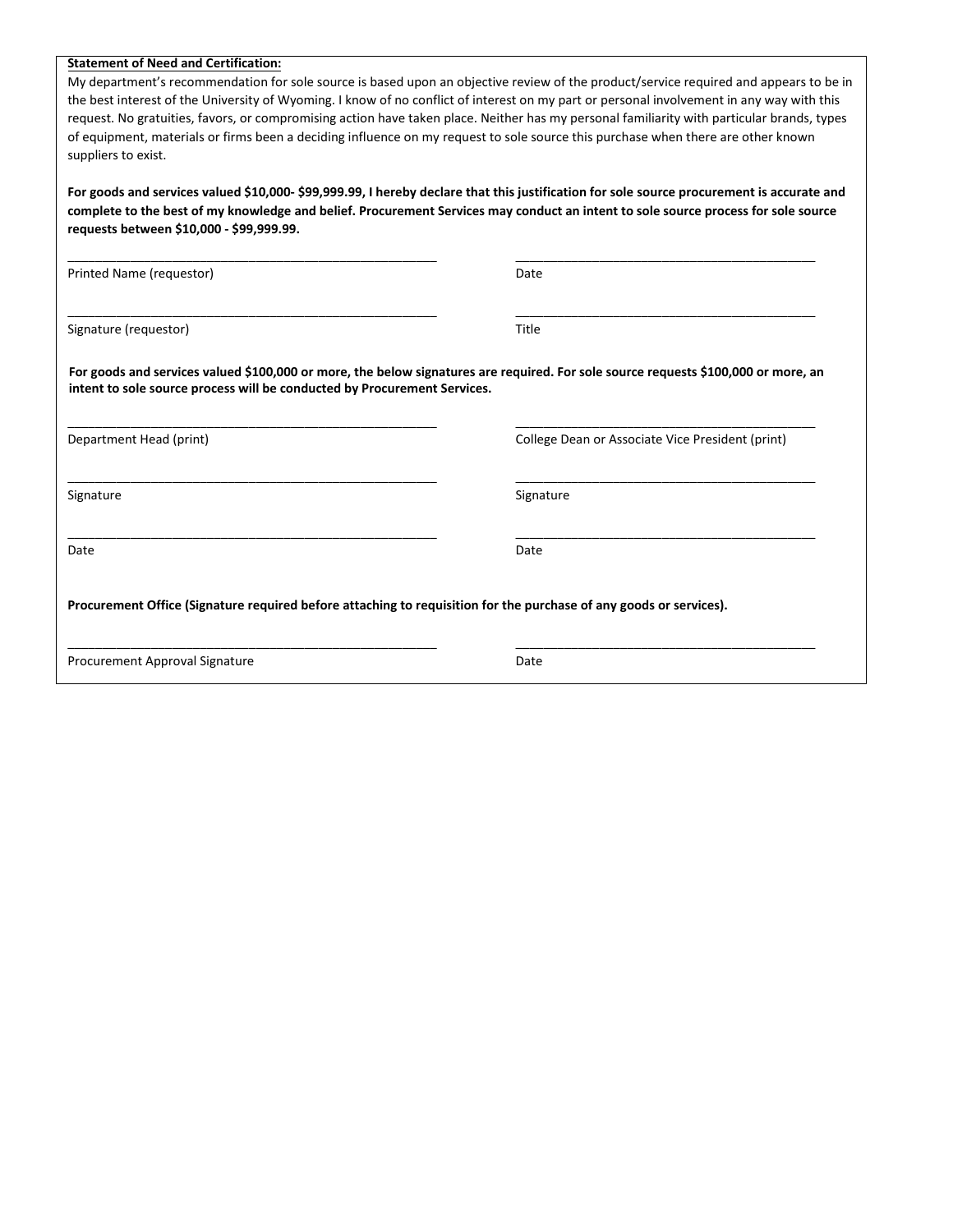**Statement of Need and Certification:**

My department's recommendation for sole source is based upon an objective review of the product/service required and appears to be in the best interest of the University of Wyoming. I know of no conflict of interest on my part or personal involvement in any way with this request. No gratuities, favors, or compromising action have taken place. Neither has my personal familiarity with particular brands, types of equipment, materials or firms been a deciding influence on my request to sole source this purchase when there are other known suppliers to exist.

**For goods and services valued $10,000- $99,999.99, I hereby declare that this justification for sole source procurement is accurate and complete to the best of my knowledge and belief. Procurement Services may conduct an intent to sole source process for sole source requests between $10,000 - $99,999.99.**

| | |
|---|---|
| \_\_\_\_\_\_\_\_\_\_\_\_\_\_\_\_\_\_\_\_\_\_\_\_\_\_\_\_\_\_ | \_\_\_\_\_\_\_\_\_\_\_\_\_\_\_\_\_\_\_\_\_\_\_\_\_\_\_\_\_\_ |
| Printed Name (requestor) | Date |
| \_\_\_\_\_\_\_\_\_\_\_\_\_\_\_\_\_\_\_\_\_\_\_\_\_\_\_\_\_\_ | \_\_\_\_\_\_\_\_\_\_\_\_\_\_\_\_\_\_\_\_\_\_\_\_\_\_\_\_\_\_ |
| Signature (requestor) | Title |

**For goods and services valued $100,000 or more, the below signatures are required. For sole source requests $100,000 or more, an intent to sole source process will be conducted by Procurement Services.**

| | |
|---|---|
| \_\_\_\_\_\_\_\_\_\_\_\_\_\_\_\_\_\_\_\_\_\_\_\_\_\_\_\_\_\_ | \_\_\_\_\_\_\_\_\_\_\_\_\_\_\_\_\_\_\_\_\_\_\_\_\_\_\_\_\_\_ |
| Department Head (print) | College Dean or Associate Vice President (print) |
| \_\_\_\_\_\_\_\_\_\_\_\_\_\_\_\_\_\_\_\_\_\_\_\_\_\_\_\_\_\_ | \_\_\_\_\_\_\_\_\_\_\_\_\_\_\_\_\_\_\_\_\_\_\_\_\_\_\_\_\_\_ |
| Signature | Signature |
| \_\_\_\_\_\_\_\_\_\_\_\_\_\_\_\_\_\_\_\_\_\_\_\_\_\_\_\_\_\_ | \_\_\_\_\_\_\_\_\_\_\_\_\_\_\_\_\_\_\_\_\_\_\_\_\_\_\_\_\_\_ |
| Date | Date |

**Procurement Office (Signature required before attaching to requisition for the purchase of any goods or services).**

| | |
|---|---|
| \_\_\_\_\_\_\_\_\_\_\_\_\_\_\_\_\_\_\_\_\_\_\_\_\_\_\_\_\_\_ | \_\_\_\_\_\_\_\_\_\_\_\_\_\_\_\_\_\_\_\_\_\_\_\_\_\_\_\_\_\_ |
| Procurement Approval Signature | Date |